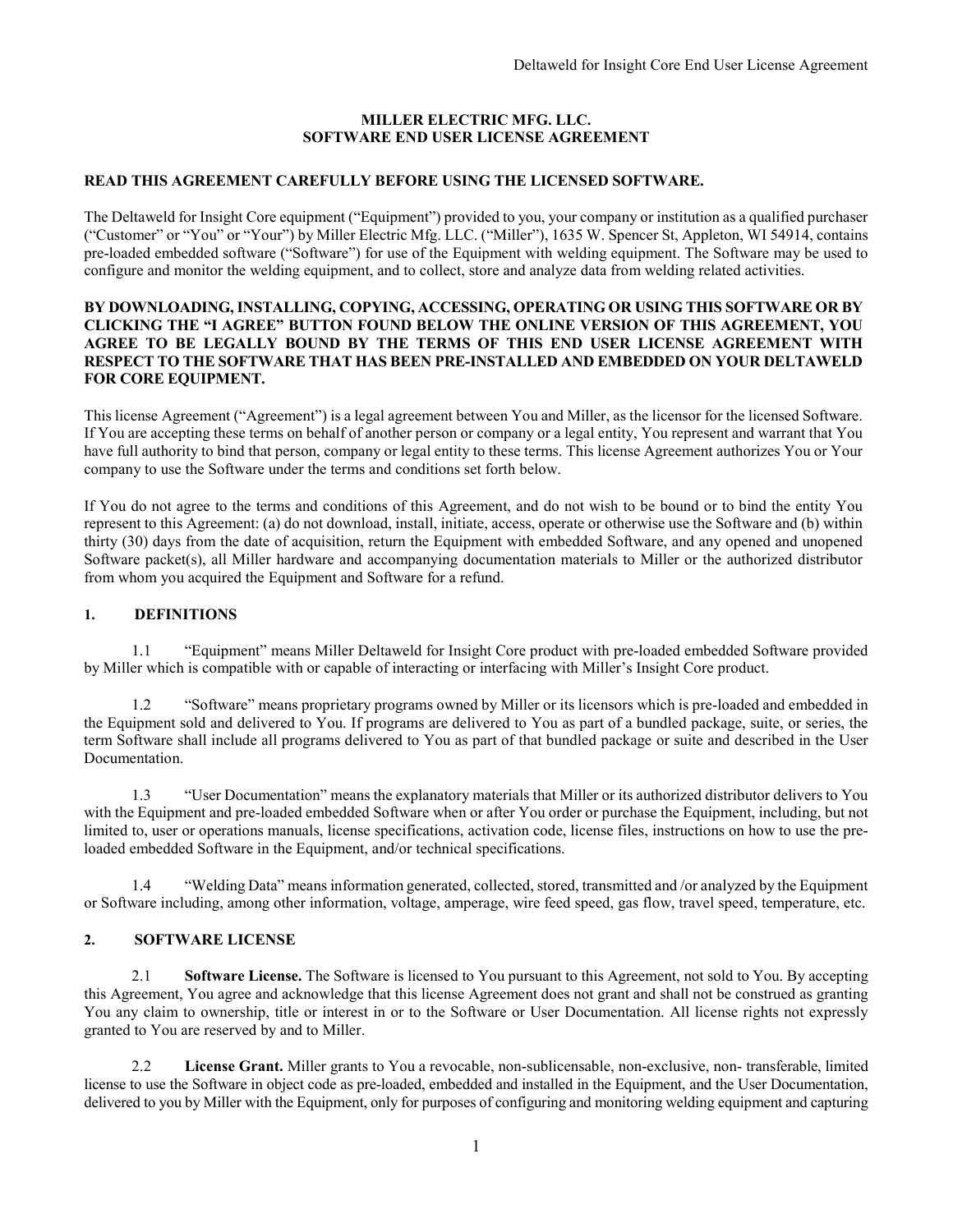**MILLER ELECTRIC MFG. LLC.**
**SOFTWARE END USER LICENSE AGREEMENT**

**READ THIS AGREEMENT CAREFULLY BEFORE USING THE LICENSED SOFTWARE.**

The Deltaweld for Insight Core equipment ("Equipment") provided to you, your company or institution as a qualified purchaser ("Customer" or "You" or "Your") by Miller Electric Mfg. LLC. ("Miller"), 1635 W. Spencer St, Appleton, WI 54914, contains pre-loaded embedded software ("Software") for use of the Equipment with welding equipment. The Software may be used to configure and monitor the welding equipment, and to collect, store and analyze data from welding related activities.

**BY DOWNLOADING, INSTALLING, COPYING, ACCESSING, OPERATING OR USING THIS SOFTWARE OR BY CLICKING THE "I AGREE" BUTTON FOUND BELOW THE ONLINE VERSION OF THIS AGREEMENT, YOU AGREE TO BE LEGALLY BOUND BY THE TERMS OF THIS END USER LICENSE AGREEMENT WITH RESPECT TO THE SOFTWARE THAT HAS BEEN PRE-INSTALLED AND EMBEDDED ON YOUR DELTAWELD FOR CORE EQUIPMENT.**

This license Agreement ("Agreement") is a legal agreement between You and Miller, as the licensor for the licensed Software. If You are accepting these terms on behalf of another person or company or a legal entity, You represent and warrant that You have full authority to bind that person, company or legal entity to these terms. This license Agreement authorizes You or Your company to use the Software under the terms and conditions set forth below.

If You do not agree to the terms and conditions of this Agreement, and do not wish to be bound or to bind the entity You represent to this Agreement: (a) do not download, install, initiate, access, operate or otherwise use the Software and (b) within thirty (30) days from the date of acquisition, return the Equipment with embedded Software, and any opened and unopened Software packet(s), all Miller hardware and accompanying documentation materials to Miller or the authorized distributor from whom you acquired the Equipment and Software for a refund.

## 1. DEFINITIONS

1.1 "Equipment" means Miller Deltaweld for Insight Core product with pre-loaded embedded Software provided by Miller which is compatible with or capable of interacting or interfacing with Miller's Insight Core product.

1.2 "Software" means proprietary programs owned by Miller or its licensors which is pre-loaded and embedded in the Equipment sold and delivered to You. If programs are delivered to You as part of a bundled package, suite, or series, the term Software shall include all programs delivered to You as part of that bundled package or suite and described in the User Documentation.

1.3 "User Documentation" means the explanatory materials that Miller or its authorized distributor delivers to You with the Equipment and pre-loaded embedded Software when or after You order or purchase the Equipment, including, but not limited to, user or operations manuals, license specifications, activation code, license files, instructions on how to use the pre-loaded embedded Software in the Equipment, and/or technical specifications.

1.4 "Welding Data" means information generated, collected, stored, transmitted and /or analyzed by the Equipment or Software including, among other information, voltage, amperage, wire feed speed, gas flow, travel speed, temperature, etc.

## 2. SOFTWARE LICENSE

2.1 **Software License.** The Software is licensed to You pursuant to this Agreement, not sold to You. By accepting this Agreement, You agree and acknowledge that this license Agreement does not grant and shall not be construed as granting You any claim to ownership, title or interest in or to the Software or User Documentation. All license rights not expressly granted to You are reserved by and to Miller.

2.2 **License Grant.** Miller grants to You a revocable, non-sublicensable, non-exclusive, non- transferable, limited license to use the Software in object code as pre-loaded, embedded and installed in the Equipment, and the User Documentation, delivered to you by Miller with the Equipment, only for purposes of configuring and monitoring welding equipment and capturing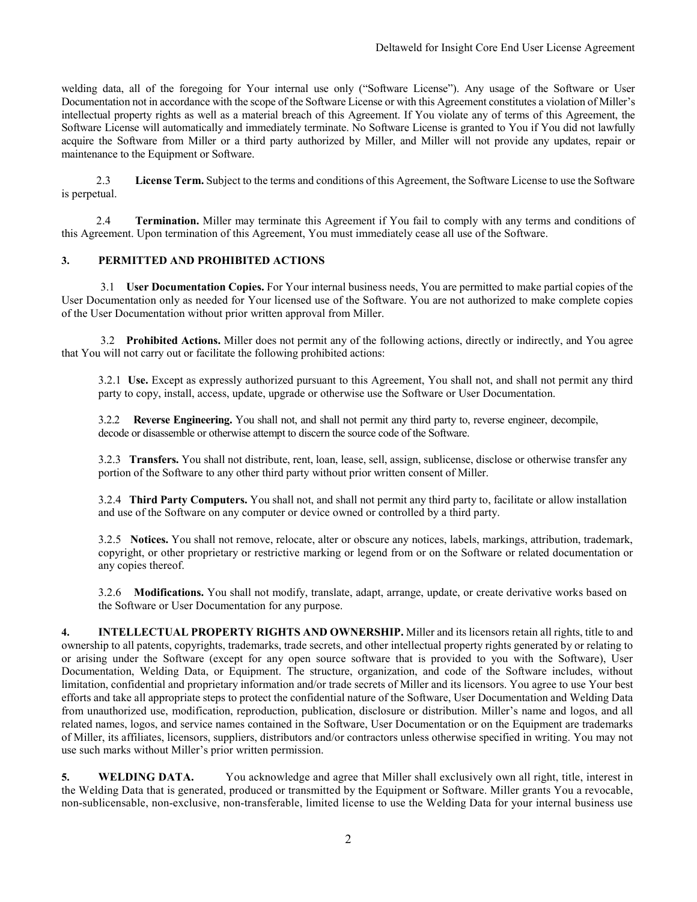welding data, all of the foregoing for Your internal use only ("Software License"). Any usage of the Software or User Documentation not in accordance with the scope of the Software License or with this Agreement constitutes a violation of Miller's intellectual property rights as well as a material breach of this Agreement. If You violate any of terms of this Agreement, the Software License will automatically and immediately terminate. No Software License is granted to You if You did not lawfully acquire the Software from Miller or a third party authorized by Miller, and Miller will not provide any updates, repair or maintenance to the Equipment or Software.

2.3 **License Term.** Subject to the terms and conditions of this Agreement, the Software License to use the Software is perpetual.

2.4 **Termination.** Miller may terminate this Agreement if You fail to comply with any terms and conditions of this Agreement. Upon termination of this Agreement, You must immediately cease all use of the Software.

## 3. PERMITTED AND PROHIBITED ACTIONS

3.1 **User Documentation Copies.** For Your internal business needs, You are permitted to make partial copies of the User Documentation only as needed for Your licensed use of the Software. You are not authorized to make complete copies of the User Documentation without prior written approval from Miller.

3.2 **Prohibited Actions.** Miller does not permit any of the following actions, directly or indirectly, and You agree that You will not carry out or facilitate the following prohibited actions:

3.2.1 **Use.** Except as expressly authorized pursuant to this Agreement, You shall not, and shall not permit any third party to copy, install, access, update, upgrade or otherwise use the Software or User Documentation.

3.2.2 **Reverse Engineering.** You shall not, and shall not permit any third party to, reverse engineer, decompile, decode or disassemble or otherwise attempt to discern the source code of the Software.

3.2.3 **Transfers.** You shall not distribute, rent, loan, lease, sell, assign, sublicense, disclose or otherwise transfer any portion of the Software to any other third party without prior written consent of Miller.

3.2.4 **Third Party Computers.** You shall not, and shall not permit any third party to, facilitate or allow installation and use of the Software on any computer or device owned or controlled by a third party.

3.2.5 **Notices.** You shall not remove, relocate, alter or obscure any notices, labels, markings, attribution, trademark, copyright, or other proprietary or restrictive marking or legend from or on the Software or related documentation or any copies thereof.

3.2.6 **Modifications.** You shall not modify, translate, adapt, arrange, update, or create derivative works based on the Software or User Documentation for any purpose.

**4. INTELLECTUAL PROPERTY RIGHTS AND OWNERSHIP.** Miller and its licensors retain all rights, title to and ownership to all patents, copyrights, trademarks, trade secrets, and other intellectual property rights generated by or relating to or arising under the Software (except for any open source software that is provided to you with the Software), User Documentation, Welding Data, or Equipment. The structure, organization, and code of the Software includes, without limitation, confidential and proprietary information and/or trade secrets of Miller and its licensors. You agree to use Your best efforts and take all appropriate steps to protect the confidential nature of the Software, User Documentation and Welding Data from unauthorized use, modification, reproduction, publication, disclosure or distribution. Miller's name and logos, and all related names, logos, and service names contained in the Software, User Documentation or on the Equipment are trademarks of Miller, its affiliates, licensors, suppliers, distributors and/or contractors unless otherwise specified in writing. You may not use such marks without Miller's prior written permission.

**5. WELDING DATA.** You acknowledge and agree that Miller shall exclusively own all right, title, interest in the Welding Data that is generated, produced or transmitted by the Equipment or Software. Miller grants You a revocable, non-sublicensable, non-exclusive, non-transferable, limited license to use the Welding Data for your internal business use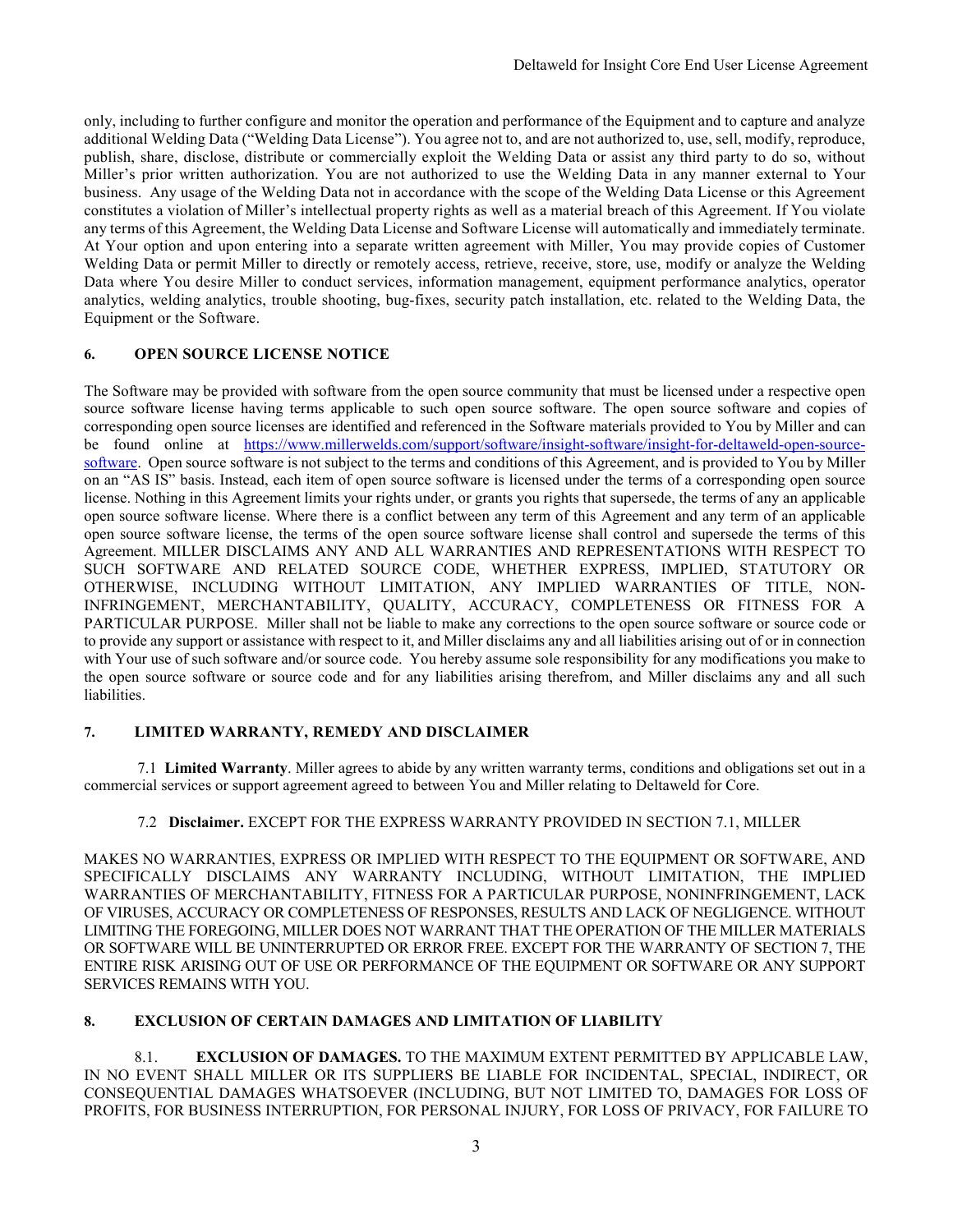only, including to further configure and monitor the operation and performance of the Equipment and to capture and analyze additional Welding Data ("Welding Data License"). You agree not to, and are not authorized to, use, sell, modify, reproduce, publish, share, disclose, distribute or commercially exploit the Welding Data or assist any third party to do so, without Miller's prior written authorization. You are not authorized to use the Welding Data in any manner external to Your business. Any usage of the Welding Data not in accordance with the scope of the Welding Data License or this Agreement constitutes a violation of Miller's intellectual property rights as well as a material breach of this Agreement. If You violate any terms of this Agreement, the Welding Data License and Software License will automatically and immediately terminate. At Your option and upon entering into a separate written agreement with Miller, You may provide copies of Customer Welding Data or permit Miller to directly or remotely access, retrieve, receive, store, use, modify or analyze the Welding Data where You desire Miller to conduct services, information management, equipment performance analytics, operator analytics, welding analytics, trouble shooting, bug-fixes, security patch installation, etc. related to the Welding Data, the Equipment or the Software.

## 6. OPEN SOURCE LICENSE NOTICE

The Software may be provided with software from the open source community that must be licensed under a respective open source software license having terms applicable to such open source software. The open source software and copies of corresponding open source licenses are identified and referenced in the Software materials provided to You by Miller and can be found online at [https://www.millerwelds.com/support/software/insight-software/insight-for-deltaweld-open-source-software](https://www.millerwelds.com/support/software/insight-software/insight-for-deltaweld-open-source-software). Open source software is not subject to the terms and conditions of this Agreement, and is provided to You by Miller on an "AS IS" basis. Instead, each item of open source software is licensed under the terms of a corresponding open source license. Nothing in this Agreement limits your rights under, or grants you rights that supersede, the terms of any an applicable open source software license. Where there is a conflict between any term of this Agreement and any term of an applicable open source software license, the terms of the open source software license shall control and supersede the terms of this Agreement. MILLER DISCLAIMS ANY AND ALL WARRANTIES AND REPRESENTATIONS WITH RESPECT TO SUCH SOFTWARE AND RELATED SOURCE CODE, WHETHER EXPRESS, IMPLIED, STATUTORY OR OTHERWISE, INCLUDING WITHOUT LIMITATION, ANY IMPLIED WARRANTIES OF TITLE, NON-INFRINGEMENT, MERCHANTABILITY, QUALITY, ACCURACY, COMPLETENESS OR FITNESS FOR A PARTICULAR PURPOSE. Miller shall not be liable to make any corrections to the open source software or source code or to provide any support or assistance with respect to it, and Miller disclaims any and all liabilities arising out of or in connection with Your use of such software and/or source code. You hereby assume sole responsibility for any modifications you make to the open source software or source code and for any liabilities arising therefrom, and Miller disclaims any and all such liabilities.

## 7. LIMITED WARRANTY, REMEDY AND DISCLAIMER

7.1 **Limited Warranty**. Miller agrees to abide by any written warranty terms, conditions and obligations set out in a commercial services or support agreement agreed to between You and Miller relating to Deltaweld for Core.

7.2 **Disclaimer.** EXCEPT FOR THE EXPRESS WARRANTY PROVIDED IN SECTION 7.1, MILLER

MAKES NO WARRANTIES, EXPRESS OR IMPLIED WITH RESPECT TO THE EQUIPMENT OR SOFTWARE, AND SPECIFICALLY DISCLAIMS ANY WARRANTY INCLUDING, WITHOUT LIMITATION, THE IMPLIED WARRANTIES OF MERCHANTABILITY, FITNESS FOR A PARTICULAR PURPOSE, NONINFRINGEMENT, LACK OF VIRUSES, ACCURACY OR COMPLETENESS OF RESPONSES, RESULTS AND LACK OF NEGLIGENCE. WITHOUT LIMITING THE FOREGOING, MILLER DOES NOT WARRANT THAT THE OPERATION OF THE MILLER MATERIALS OR SOFTWARE WILL BE UNINTERRUPTED OR ERROR FREE. EXCEPT FOR THE WARRANTY OF SECTION 7, THE ENTIRE RISK ARISING OUT OF USE OR PERFORMANCE OF THE EQUIPMENT OR SOFTWARE OR ANY SUPPORT SERVICES REMAINS WITH YOU.

## 8. EXCLUSION OF CERTAIN DAMAGES AND LIMITATION OF LIABILITY

8.1. **EXCLUSION OF DAMAGES.** TO THE MAXIMUM EXTENT PERMITTED BY APPLICABLE LAW, IN NO EVENT SHALL MILLER OR ITS SUPPLIERS BE LIABLE FOR INCIDENTAL, SPECIAL, INDIRECT, OR CONSEQUENTIAL DAMAGES WHATSOEVER (INCLUDING, BUT NOT LIMITED TO, DAMAGES FOR LOSS OF PROFITS, FOR BUSINESS INTERRUPTION, FOR PERSONAL INJURY, FOR LOSS OF PRIVACY, FOR FAILURE TO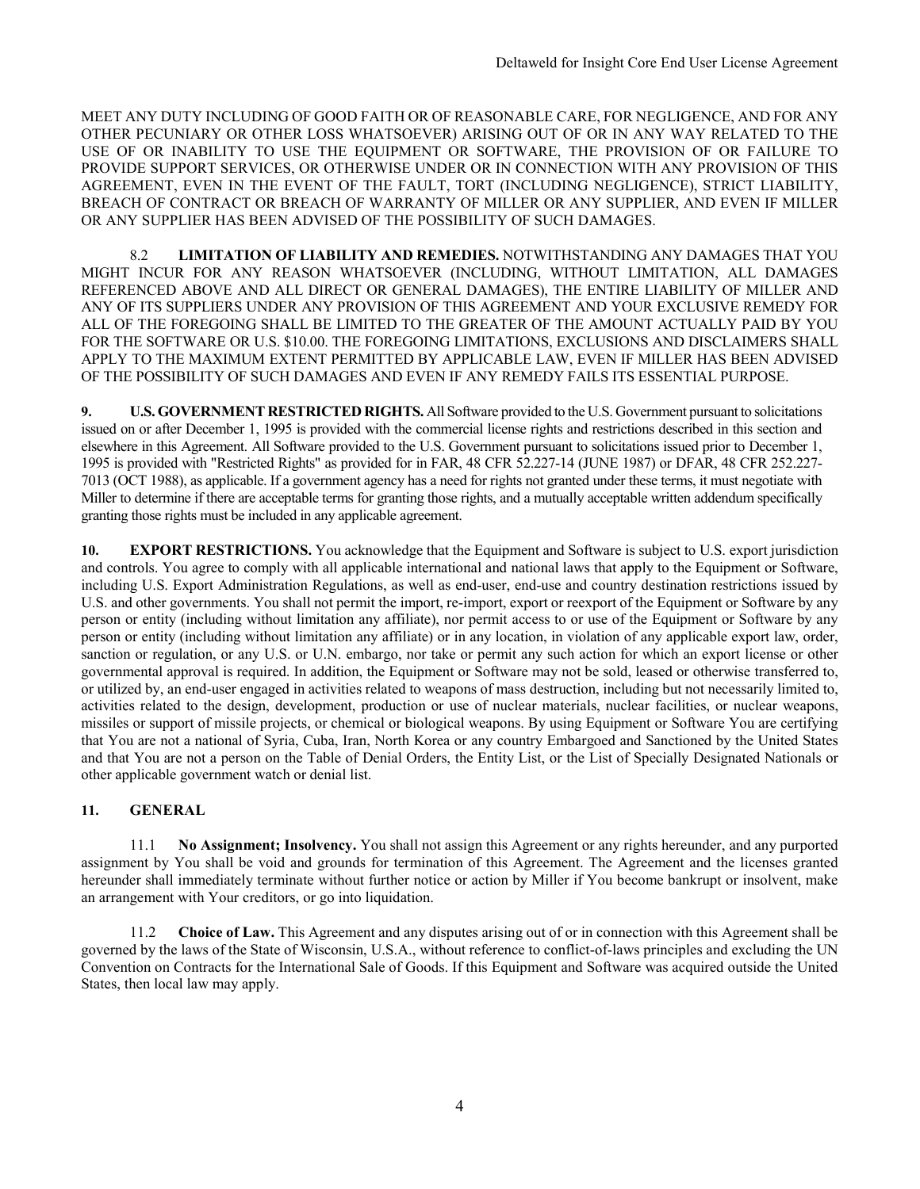MEET ANY DUTY INCLUDING OF GOOD FAITH OR OF REASONABLE CARE, FOR NEGLIGENCE, AND FOR ANY OTHER PECUNIARY OR OTHER LOSS WHATSOEVER) ARISING OUT OF OR IN ANY WAY RELATED TO THE USE OF OR INABILITY TO USE THE EQUIPMENT OR SOFTWARE, THE PROVISION OF OR FAILURE TO PROVIDE SUPPORT SERVICES, OR OTHERWISE UNDER OR IN CONNECTION WITH ANY PROVISION OF THIS AGREEMENT, EVEN IN THE EVENT OF THE FAULT, TORT (INCLUDING NEGLIGENCE), STRICT LIABILITY, BREACH OF CONTRACT OR BREACH OF WARRANTY OF MILLER OR ANY SUPPLIER, AND EVEN IF MILLER OR ANY SUPPLIER HAS BEEN ADVISED OF THE POSSIBILITY OF SUCH DAMAGES.

8.2 **LIMITATION OF LIABILITY AND REMEDIES.** NOTWITHSTANDING ANY DAMAGES THAT YOU MIGHT INCUR FOR ANY REASON WHATSOEVER (INCLUDING, WITHOUT LIMITATION, ALL DAMAGES REFERENCED ABOVE AND ALL DIRECT OR GENERAL DAMAGES), THE ENTIRE LIABILITY OF MILLER AND ANY OF ITS SUPPLIERS UNDER ANY PROVISION OF THIS AGREEMENT AND YOUR EXCLUSIVE REMEDY FOR ALL OF THE FOREGOING SHALL BE LIMITED TO THE GREATER OF THE AMOUNT ACTUALLY PAID BY YOU FOR THE SOFTWARE OR U.S. $10.00. THE FOREGOING LIMITATIONS, EXCLUSIONS AND DISCLAIMERS SHALL APPLY TO THE MAXIMUM EXTENT PERMITTED BY APPLICABLE LAW, EVEN IF MILLER HAS BEEN ADVISED OF THE POSSIBILITY OF SUCH DAMAGES AND EVEN IF ANY REMEDY FAILS ITS ESSENTIAL PURPOSE.

**9. U.S. GOVERNMENT RESTRICTED RIGHTS.** All Software provided to the U.S. Government pursuant to solicitations issued on or after December 1, 1995 is provided with the commercial license rights and restrictions described in this section and elsewhere in this Agreement. All Software provided to the U.S. Government pursuant to solicitations issued prior to December 1, 1995 is provided with "Restricted Rights" as provided for in FAR, 48 CFR 52.227-14 (JUNE 1987) or DFAR, 48 CFR 252.227-7013 (OCT 1988), as applicable. If a government agency has a need for rights not granted under these terms, it must negotiate with Miller to determine if there are acceptable terms for granting those rights, and a mutually acceptable written addendum specifically granting those rights must be included in any applicable agreement.

**10. EXPORT RESTRICTIONS.** You acknowledge that the Equipment and Software is subject to U.S. export jurisdiction and controls. You agree to comply with all applicable international and national laws that apply to the Equipment or Software, including U.S. Export Administration Regulations, as well as end-user, end-use and country destination restrictions issued by U.S. and other governments. You shall not permit the import, re-import, export or reexport of the Equipment or Software by any person or entity (including without limitation any affiliate), nor permit access to or use of the Equipment or Software by any person or entity (including without limitation any affiliate) or in any location, in violation of any applicable export law, order, sanction or regulation, or any U.S. or U.N. embargo, nor take or permit any such action for which an export license or other governmental approval is required. In addition, the Equipment or Software may not be sold, leased or otherwise transferred to, or utilized by, an end-user engaged in activities related to weapons of mass destruction, including but not necessarily limited to, activities related to the design, development, production or use of nuclear materials, nuclear facilities, or nuclear weapons, missiles or support of missile projects, or chemical or biological weapons. By using Equipment or Software You are certifying that You are not a national of Syria, Cuba, Iran, North Korea or any country Embargoed and Sanctioned by the United States and that You are not a person on the Table of Denial Orders, the Entity List, or the List of Specially Designated Nationals or other applicable government watch or denial list.

**11. GENERAL**

11.1 **No Assignment; Insolvency.** You shall not assign this Agreement or any rights hereunder, and any purported assignment by You shall be void and grounds for termination of this Agreement. The Agreement and the licenses granted hereunder shall immediately terminate without further notice or action by Miller if You become bankrupt or insolvent, make an arrangement with Your creditors, or go into liquidation.

11.2 **Choice of Law.** This Agreement and any disputes arising out of or in connection with this Agreement shall be governed by the laws of the State of Wisconsin, U.S.A., without reference to conflict-of-laws principles and excluding the UN Convention on Contracts for the International Sale of Goods. If this Equipment and Software was acquired outside the United States, then local law may apply.